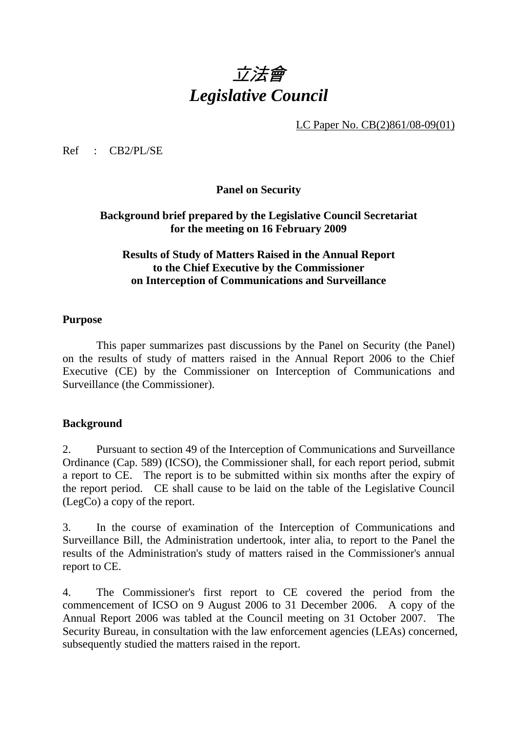# *立法會*
# *Legislative Council*

LC Paper No. CB(2)861/08-09(01)

Ref : CB2/PL/SE

**Panel on Security**

**Background brief prepared by the Legislative Council Secretariat for the meeting on 16 February 2009**

**Results of Study of Matters Raised in the Annual Report to the Chief Executive by the Commissioner on Interception of Communications and Surveillance**

## Purpose

This paper summarizes past discussions by the Panel on Security (the Panel) on the results of study of matters raised in the Annual Report 2006 to the Chief Executive (CE) by the Commissioner on Interception of Communications and Surveillance (the Commissioner).

## Background

2. Pursuant to section 49 of the Interception of Communications and Surveillance Ordinance (Cap. 589) (ICSO), the Commissioner shall, for each report period, submit a report to CE. The report is to be submitted within six months after the expiry of the report period. CE shall cause to be laid on the table of the Legislative Council (LegCo) a copy of the report.

3. In the course of examination of the Interception of Communications and Surveillance Bill, the Administration undertook, inter alia, to report to the Panel the results of the Administration's study of matters raised in the Commissioner's annual report to CE.

4. The Commissioner's first report to CE covered the period from the commencement of ICSO on 9 August 2006 to 31 December 2006. A copy of the Annual Report 2006 was tabled at the Council meeting on 31 October 2007. The Security Bureau, in consultation with the law enforcement agencies (LEAs) concerned, subsequently studied the matters raised in the report.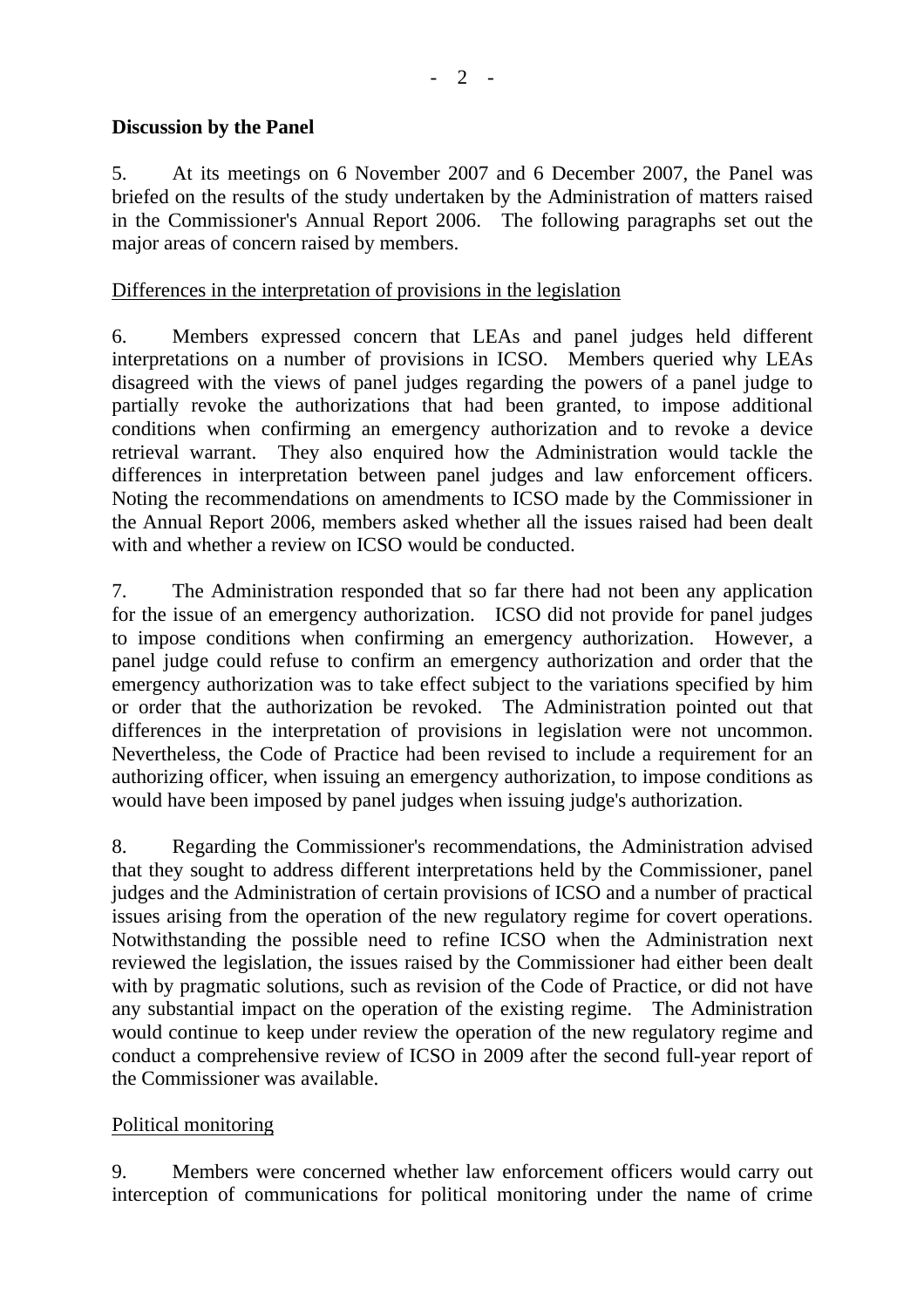**Discussion by the Panel**

5. At its meetings on 6 November 2007 and 6 December 2007, the Panel was briefed on the results of the study undertaken by the Administration of matters raised in the Commissioner's Annual Report 2006. The following paragraphs set out the major areas of concern raised by members.

Differences in the interpretation of provisions in the legislation

6. Members expressed concern that LEAs and panel judges held different interpretations on a number of provisions in ICSO. Members queried why LEAs disagreed with the views of panel judges regarding the powers of a panel judge to partially revoke the authorizations that had been granted, to impose additional conditions when confirming an emergency authorization and to revoke a device retrieval warrant. They also enquired how the Administration would tackle the differences in interpretation between panel judges and law enforcement officers. Noting the recommendations on amendments to ICSO made by the Commissioner in the Annual Report 2006, members asked whether all the issues raised had been dealt with and whether a review on ICSO would be conducted.

7. The Administration responded that so far there had not been any application for the issue of an emergency authorization. ICSO did not provide for panel judges to impose conditions when confirming an emergency authorization. However, a panel judge could refuse to confirm an emergency authorization and order that the emergency authorization was to take effect subject to the variations specified by him or order that the authorization be revoked. The Administration pointed out that differences in the interpretation of provisions in legislation were not uncommon. Nevertheless, the Code of Practice had been revised to include a requirement for an authorizing officer, when issuing an emergency authorization, to impose conditions as would have been imposed by panel judges when issuing judge's authorization.

8. Regarding the Commissioner's recommendations, the Administration advised that they sought to address different interpretations held by the Commissioner, panel judges and the Administration of certain provisions of ICSO and a number of practical issues arising from the operation of the new regulatory regime for covert operations. Notwithstanding the possible need to refine ICSO when the Administration next reviewed the legislation, the issues raised by the Commissioner had either been dealt with by pragmatic solutions, such as revision of the Code of Practice, or did not have any substantial impact on the operation of the existing regime. The Administration would continue to keep under review the operation of the new regulatory regime and conduct a comprehensive review of ICSO in 2009 after the second full-year report of the Commissioner was available.

Political monitoring

9. Members were concerned whether law enforcement officers would carry out interception of communications for political monitoring under the name of crime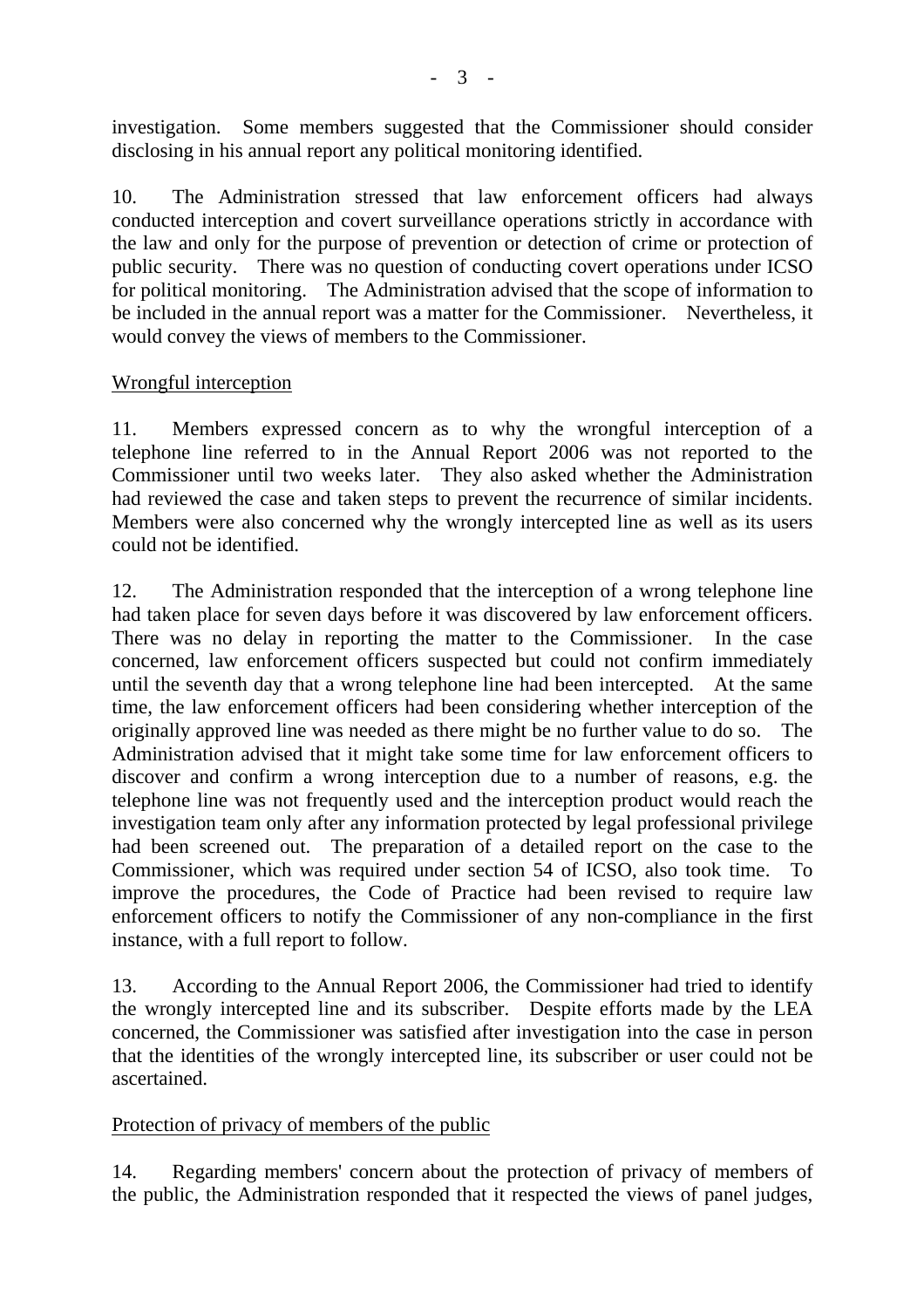investigation. Some members suggested that the Commissioner should consider disclosing in his annual report any political monitoring identified.

10. The Administration stressed that law enforcement officers had always conducted interception and covert surveillance operations strictly in accordance with the law and only for the purpose of prevention or detection of crime or protection of public security. There was no question of conducting covert operations under ICSO for political monitoring. The Administration advised that the scope of information to be included in the annual report was a matter for the Commissioner. Nevertheless, it would convey the views of members to the Commissioner.

Wrongful interception

11. Members expressed concern as to why the wrongful interception of a telephone line referred to in the Annual Report 2006 was not reported to the Commissioner until two weeks later. They also asked whether the Administration had reviewed the case and taken steps to prevent the recurrence of similar incidents. Members were also concerned why the wrongly intercepted line as well as its users could not be identified.

12. The Administration responded that the interception of a wrong telephone line had taken place for seven days before it was discovered by law enforcement officers. There was no delay in reporting the matter to the Commissioner. In the case concerned, law enforcement officers suspected but could not confirm immediately until the seventh day that a wrong telephone line had been intercepted. At the same time, the law enforcement officers had been considering whether interception of the originally approved line was needed as there might be no further value to do so. The Administration advised that it might take some time for law enforcement officers to discover and confirm a wrong interception due to a number of reasons, e.g. the telephone line was not frequently used and the interception product would reach the investigation team only after any information protected by legal professional privilege had been screened out. The preparation of a detailed report on the case to the Commissioner, which was required under section 54 of ICSO, also took time. To improve the procedures, the Code of Practice had been revised to require law enforcement officers to notify the Commissioner of any non-compliance in the first instance, with a full report to follow.

13. According to the Annual Report 2006, the Commissioner had tried to identify the wrongly intercepted line and its subscriber. Despite efforts made by the LEA concerned, the Commissioner was satisfied after investigation into the case in person that the identities of the wrongly intercepted line, its subscriber or user could not be ascertained.

Protection of privacy of members of the public

14. Regarding members' concern about the protection of privacy of members of the public, the Administration responded that it respected the views of panel judges,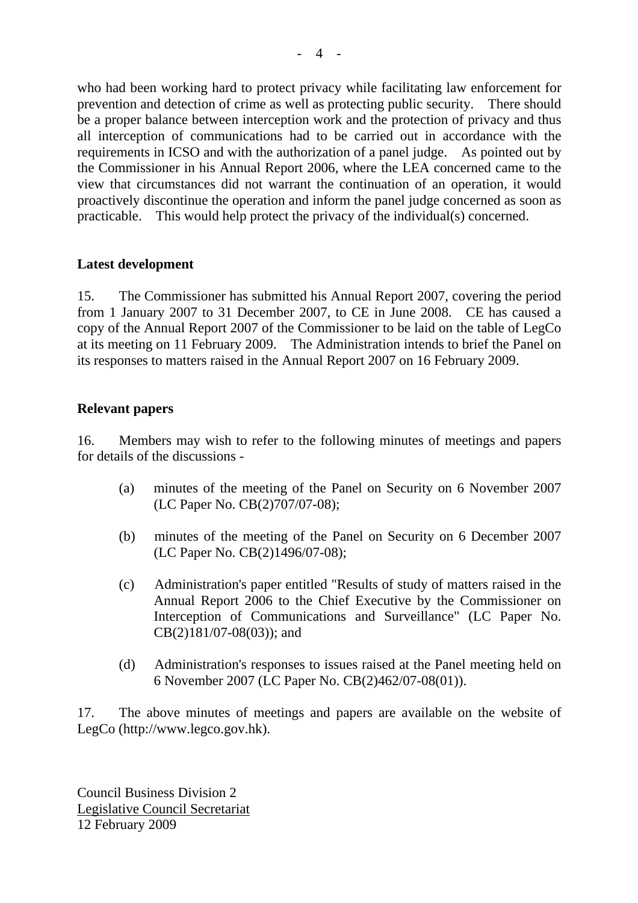who had been working hard to protect privacy while facilitating law enforcement for prevention and detection of crime as well as protecting public security. There should be a proper balance between interception work and the protection of privacy and thus all interception of communications had to be carried out in accordance with the requirements in ICSO and with the authorization of a panel judge. As pointed out by the Commissioner in his Annual Report 2006, where the LEA concerned came to the view that circumstances did not warrant the continuation of an operation, it would proactively discontinue the operation and inform the panel judge concerned as soon as practicable. This would help protect the privacy of the individual(s) concerned.

**Latest development**

15. The Commissioner has submitted his Annual Report 2007, covering the period from 1 January 2007 to 31 December 2007, to CE in June 2008. CE has caused a copy of the Annual Report 2007 of the Commissioner to be laid on the table of LegCo at its meeting on 11 February 2009. The Administration intends to brief the Panel on its responses to matters raised in the Annual Report 2007 on 16 February 2009.

**Relevant papers**

16. Members may wish to refer to the following minutes of meetings and papers for details of the discussions -

(a) minutes of the meeting of the Panel on Security on 6 November 2007 (LC Paper No. CB(2)707/07-08);

(b) minutes of the meeting of the Panel on Security on 6 December 2007 (LC Paper No. CB(2)1496/07-08);

(c) Administration's paper entitled "Results of study of matters raised in the Annual Report 2006 to the Chief Executive by the Commissioner on Interception of Communications and Surveillance" (LC Paper No. CB(2)181/07-08(03)); and

(d) Administration's responses to issues raised at the Panel meeting held on 6 November 2007 (LC Paper No. CB(2)462/07-08(01)).

17. The above minutes of meetings and papers are available on the website of LegCo (http://www.legco.gov.hk).

Council Business Division 2
Legislative Council Secretariat
12 February 2009